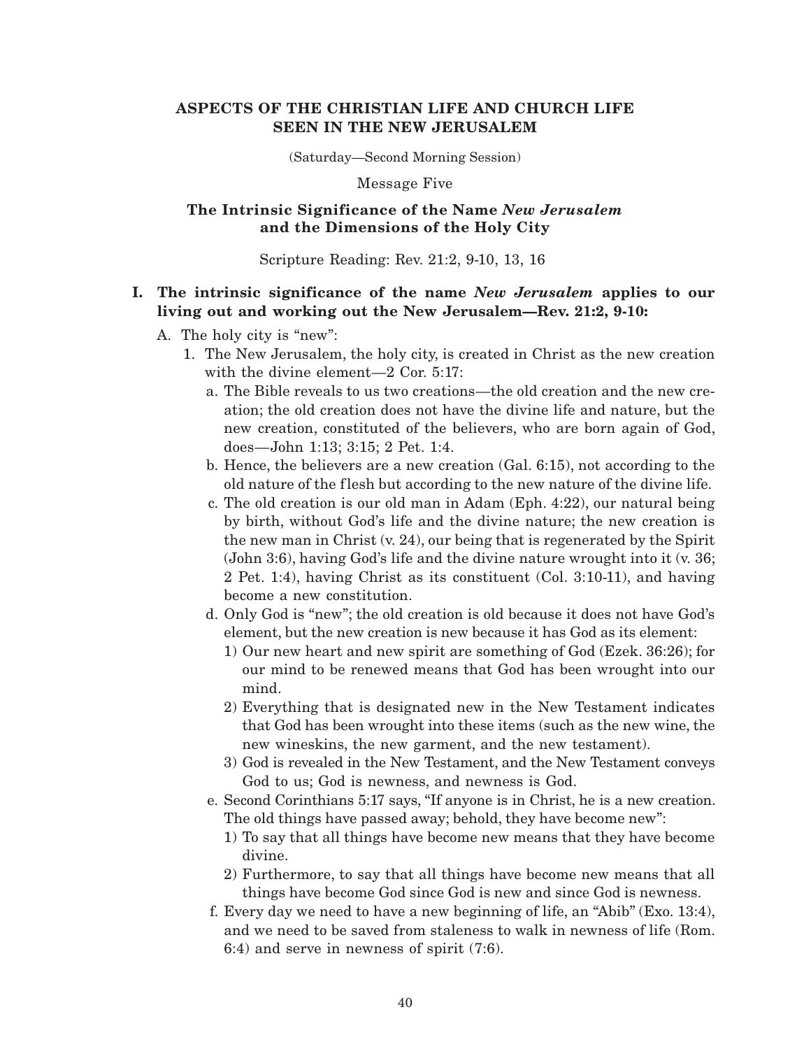# ASPECTS OF THE CHRISTIAN LIFE AND CHURCH LIFE SEEN IN THE NEW JERUSALEM

(Saturday—Second Morning Session)

Message Five

## The Intrinsic Significance of the Name *New Jerusalem* and the Dimensions of the Holy City

Scripture Reading: Rev. 21:2, 9-10, 13, 16

**I. The intrinsic significance of the name *New Jerusalem* applies to our living out and working out the New Jerusalem—Rev. 21:2, 9-10:**

A. The holy city is "new":

1. The New Jerusalem, the holy city, is created in Christ as the new creation with the divine element—2 Cor. 5:17:

a. The Bible reveals to us two creations—the old creation and the new creation; the old creation does not have the divine life and nature, but the new creation, constituted of the believers, who are born again of God, does—John 1:13; 3:15; 2 Pet. 1:4.

b. Hence, the believers are a new creation (Gal. 6:15), not according to the old nature of the flesh but according to the new nature of the divine life.

c. The old creation is our old man in Adam (Eph. 4:22), our natural being by birth, without God's life and the divine nature; the new creation is the new man in Christ (v. 24), our being that is regenerated by the Spirit (John 3:6), having God's life and the divine nature wrought into it (v. 36; 2 Pet. 1:4), having Christ as its constituent (Col. 3:10-11), and having become a new constitution.

d. Only God is "new"; the old creation is old because it does not have God's element, but the new creation is new because it has God as its element:

1) Our new heart and new spirit are something of God (Ezek. 36:26); for our mind to be renewed means that God has been wrought into our mind.

2) Everything that is designated new in the New Testament indicates that God has been wrought into these items (such as the new wine, the new wineskins, the new garment, and the new testament).

3) God is revealed in the New Testament, and the New Testament conveys God to us; God is newness, and newness is God.

e. Second Corinthians 5:17 says, "If anyone is in Christ, he is a new creation. The old things have passed away; behold, they have become new":

1) To say that all things have become new means that they have become divine.

2) Furthermore, to say that all things have become new means that all things have become God since God is new and since God is newness.

f. Every day we need to have a new beginning of life, an "Abib" (Exo. 13:4), and we need to be saved from staleness to walk in newness of life (Rom. 6:4) and serve in newness of spirit (7:6).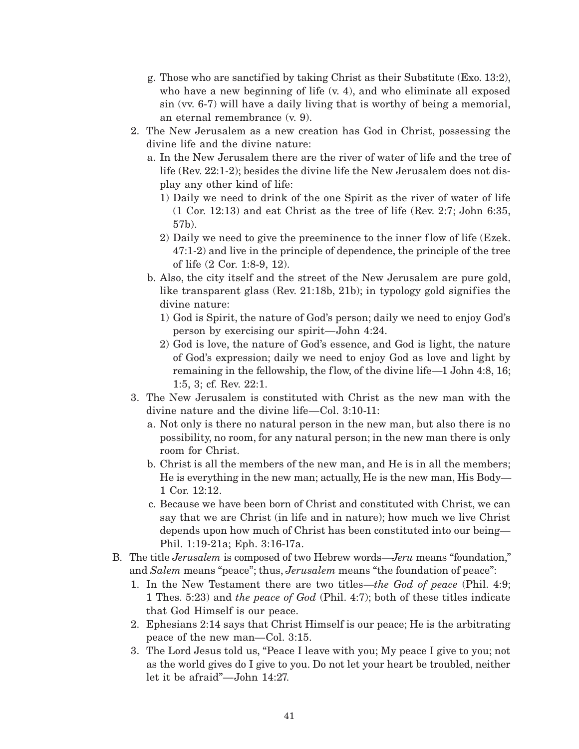g. Those who are sanctified by taking Christ as their Substitute (Exo. 13:2), who have a new beginning of life (v. 4), and who eliminate all exposed sin (vv. 6-7) will have a daily living that is worthy of being a memorial, an eternal remembrance (v. 9).

2. The New Jerusalem as a new creation has God in Christ, possessing the divine life and the divine nature:
   a. In the New Jerusalem there are the river of water of life and the tree of life (Rev. 22:1-2); besides the divine life the New Jerusalem does not display any other kind of life:
      1) Daily we need to drink of the one Spirit as the river of water of life (1 Cor. 12:13) and eat Christ as the tree of life (Rev. 2:7; John 6:35, 57b).
      2) Daily we need to give the preeminence to the inner flow of life (Ezek. 47:1-2) and live in the principle of dependence, the principle of the tree of life (2 Cor. 1:8-9, 12).
   b. Also, the city itself and the street of the New Jerusalem are pure gold, like transparent glass (Rev. 21:18b, 21b); in typology gold signifies the divine nature:
      1) God is Spirit, the nature of God's person; daily we need to enjoy God's person by exercising our spirit—John 4:24.
      2) God is love, the nature of God's essence, and God is light, the nature of God's expression; daily we need to enjoy God as love and light by remaining in the fellowship, the flow, of the divine life—1 John 4:8, 16; 1:5, 3; cf. Rev. 22:1.
3. The New Jerusalem is constituted with Christ as the new man with the divine nature and the divine life—Col. 3:10-11:
   a. Not only is there no natural person in the new man, but also there is no possibility, no room, for any natural person; in the new man there is only room for Christ.
   b. Christ is all the members of the new man, and He is in all the members; He is everything in the new man; actually, He is the new man, His Body—1 Cor. 12:12.
   c. Because we have been born of Christ and constituted with Christ, we can say that we are Christ (in life and in nature); how much we live Christ depends upon how much of Christ has been constituted into our being—Phil. 1:19-21a; Eph. 3:16-17a.

B. The title *Jerusalem* is composed of two Hebrew words—*Jeru* means "foundation," and *Salem* means "peace"; thus, *Jerusalem* means "the foundation of peace":
   1. In the New Testament there are two titles—*the God of peace* (Phil. 4:9; 1 Thes. 5:23) and *the peace of God* (Phil. 4:7); both of these titles indicate that God Himself is our peace.
   2. Ephesians 2:14 says that Christ Himself is our peace; He is the arbitrating peace of the new man—Col. 3:15.
   3. The Lord Jesus told us, "Peace I leave with you; My peace I give to you; not as the world gives do I give to you. Do not let your heart be troubled, neither let it be afraid"—John 14:27.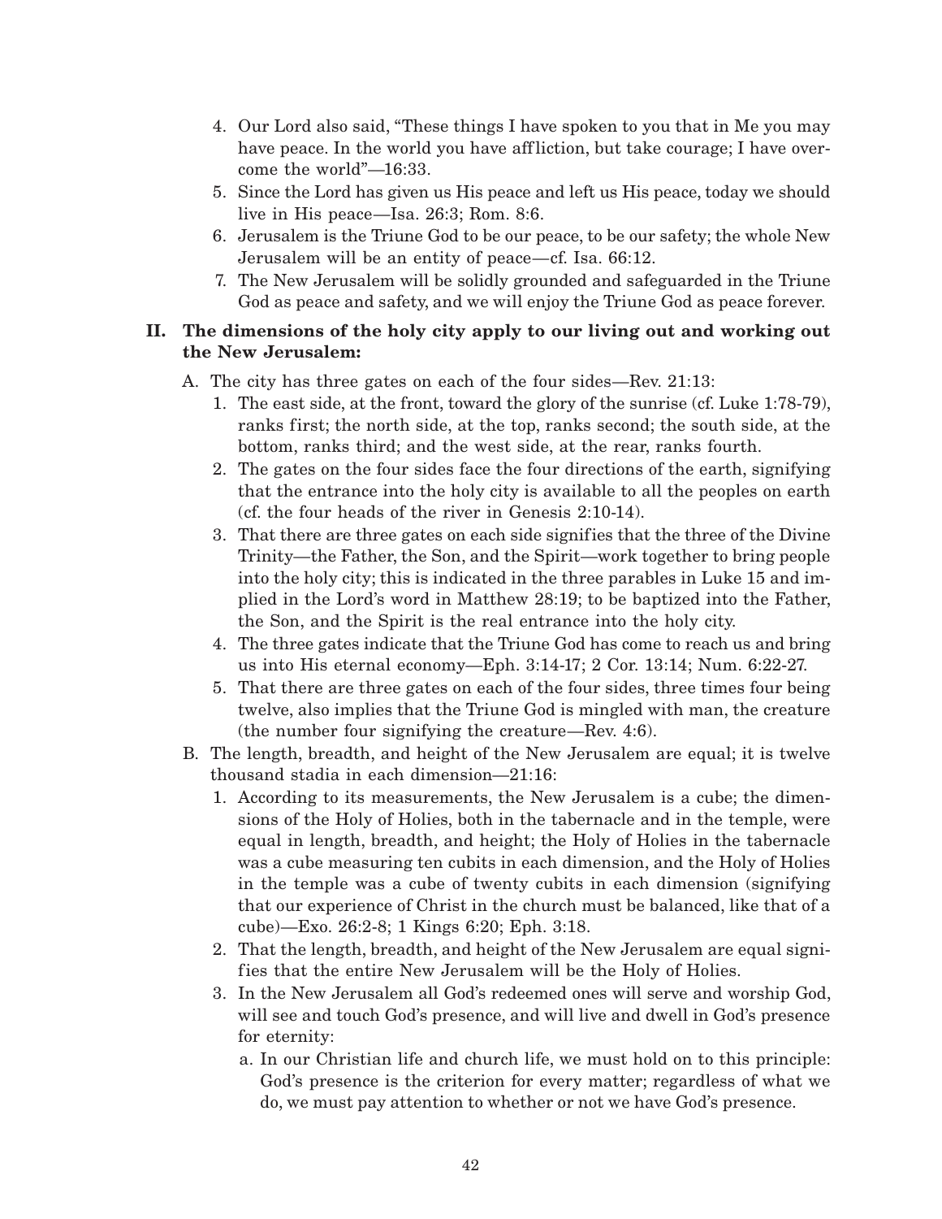4. Our Lord also said, "These things I have spoken to you that in Me you may have peace. In the world you have affliction, but take courage; I have overcome the world"—16:33.
5. Since the Lord has given us His peace and left us His peace, today we should live in His peace—Isa. 26:3; Rom. 8:6.
6. Jerusalem is the Triune God to be our peace, to be our safety; the whole New Jerusalem will be an entity of peace—cf. Isa. 66:12.
7. The New Jerusalem will be solidly grounded and safeguarded in the Triune God as peace and safety, and we will enjoy the Triune God as peace forever.

**II. The dimensions of the holy city apply to our living out and working out the New Jerusalem:**

A. The city has three gates on each of the four sides—Rev. 21:13:
   1. The east side, at the front, toward the glory of the sunrise (cf. Luke 1:78-79), ranks first; the north side, at the top, ranks second; the south side, at the bottom, ranks third; and the west side, at the rear, ranks fourth.
   2. The gates on the four sides face the four directions of the earth, signifying that the entrance into the holy city is available to all the peoples on earth (cf. the four heads of the river in Genesis 2:10-14).
   3. That there are three gates on each side signifies that the three of the Divine Trinity—the Father, the Son, and the Spirit—work together to bring people into the holy city; this is indicated in the three parables in Luke 15 and implied in the Lord's word in Matthew 28:19; to be baptized into the Father, the Son, and the Spirit is the real entrance into the holy city.
   4. The three gates indicate that the Triune God has come to reach us and bring us into His eternal economy—Eph. 3:14-17; 2 Cor. 13:14; Num. 6:22-27.
   5. That there are three gates on each of the four sides, three times four being twelve, also implies that the Triune God is mingled with man, the creature (the number four signifying the creature—Rev. 4:6).

B. The length, breadth, and height of the New Jerusalem are equal; it is twelve thousand stadia in each dimension—21:16:
   1. According to its measurements, the New Jerusalem is a cube; the dimensions of the Holy of Holies, both in the tabernacle and in the temple, were equal in length, breadth, and height; the Holy of Holies in the tabernacle was a cube measuring ten cubits in each dimension, and the Holy of Holies in the temple was a cube of twenty cubits in each dimension (signifying that our experience of Christ in the church must be balanced, like that of a cube)—Exo. 26:2-8; 1 Kings 6:20; Eph. 3:18.
   2. That the length, breadth, and height of the New Jerusalem are equal signifies that the entire New Jerusalem will be the Holy of Holies.
   3. In the New Jerusalem all God's redeemed ones will serve and worship God, will see and touch God's presence, and will live and dwell in God's presence for eternity:
      a. In our Christian life and church life, we must hold on to this principle: God's presence is the criterion for every matter; regardless of what we do, we must pay attention to whether or not we have God's presence.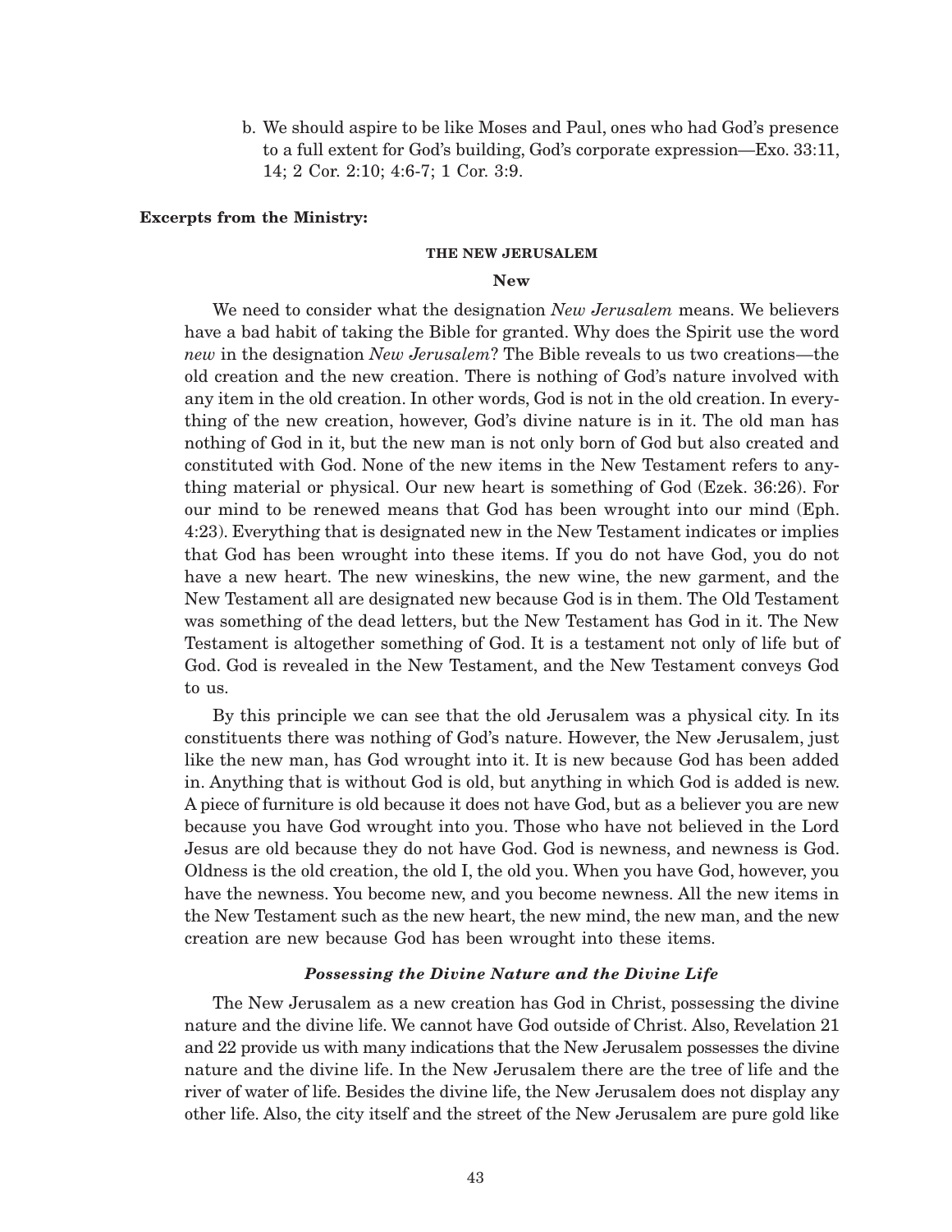b. We should aspire to be like Moses and Paul, ones who had God's presence to a full extent for God's building, God's corporate expression—Exo. 33:11, 14; 2 Cor. 2:10; 4:6-7; 1 Cor. 3:9.

**Excerpts from the Ministry:**

#### THE NEW JERUSALEM

##### New

We need to consider what the designation *New Jerusalem* means. We believers have a bad habit of taking the Bible for granted. Why does the Spirit use the word *new* in the designation *New Jerusalem*? The Bible reveals to us two creations—the old creation and the new creation. There is nothing of God's nature involved with any item in the old creation. In other words, God is not in the old creation. In everything of the new creation, however, God's divine nature is in it. The old man has nothing of God in it, but the new man is not only born of God but also created and constituted with God. None of the new items in the New Testament refers to anything material or physical. Our new heart is something of God (Ezek. 36:26). For our mind to be renewed means that God has been wrought into our mind (Eph. 4:23). Everything that is designated new in the New Testament indicates or implies that God has been wrought into these items. If you do not have God, you do not have a new heart. The new wineskins, the new wine, the new garment, and the New Testament all are designated new because God is in them. The Old Testament was something of the dead letters, but the New Testament has God in it. The New Testament is altogether something of God. It is a testament not only of life but of God. God is revealed in the New Testament, and the New Testament conveys God to us.

By this principle we can see that the old Jerusalem was a physical city. In its constituents there was nothing of God's nature. However, the New Jerusalem, just like the new man, has God wrought into it. It is new because God has been added in. Anything that is without God is old, but anything in which God is added is new. A piece of furniture is old because it does not have God, but as a believer you are new because you have God wrought into you. Those who have not believed in the Lord Jesus are old because they do not have God. God is newness, and newness is God. Oldness is the old creation, the old I, the old you. When you have God, however, you have the newness. You become new, and you become newness. All the new items in the New Testament such as the new heart, the new mind, the new man, and the new creation are new because God has been wrought into these items.

##### *Possessing the Divine Nature and the Divine Life*

The New Jerusalem as a new creation has God in Christ, possessing the divine nature and the divine life. We cannot have God outside of Christ. Also, Revelation 21 and 22 provide us with many indications that the New Jerusalem possesses the divine nature and the divine life. In the New Jerusalem there are the tree of life and the river of water of life. Besides the divine life, the New Jerusalem does not display any other life. Also, the city itself and the street of the New Jerusalem are pure gold like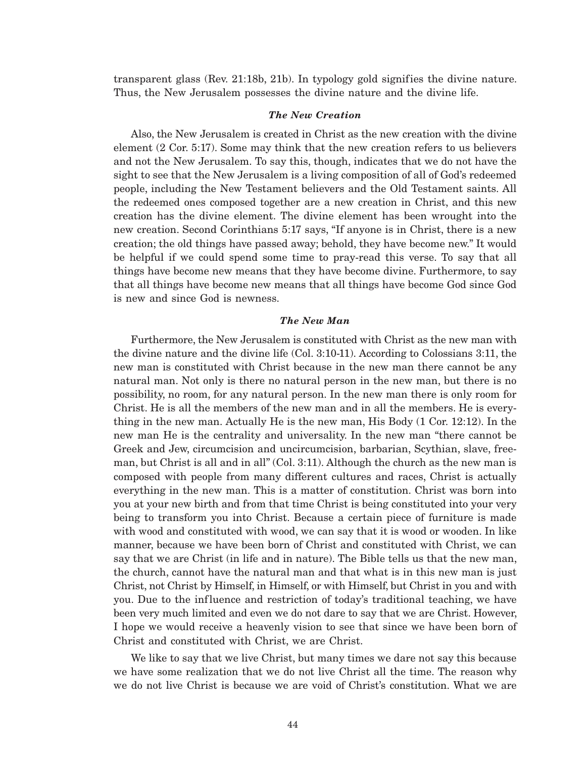transparent glass (Rev. 21:18b, 21b). In typology gold signifies the divine nature. Thus, the New Jerusalem possesses the divine nature and the divine life.

### *The New Creation*

Also, the New Jerusalem is created in Christ as the new creation with the divine element (2 Cor. 5:17). Some may think that the new creation refers to us believers and not the New Jerusalem. To say this, though, indicates that we do not have the sight to see that the New Jerusalem is a living composition of all of God's redeemed people, including the New Testament believers and the Old Testament saints. All the redeemed ones composed together are a new creation in Christ, and this new creation has the divine element. The divine element has been wrought into the new creation. Second Corinthians 5:17 says, "If anyone is in Christ, there is a new creation; the old things have passed away; behold, they have become new." It would be helpful if we could spend some time to pray-read this verse. To say that all things have become new means that they have become divine. Furthermore, to say that all things have become new means that all things have become God since God is new and since God is newness.

### *The New Man*

Furthermore, the New Jerusalem is constituted with Christ as the new man with the divine nature and the divine life (Col. 3:10-11). According to Colossians 3:11, the new man is constituted with Christ because in the new man there cannot be any natural man. Not only is there no natural person in the new man, but there is no possibility, no room, for any natural person. In the new man there is only room for Christ. He is all the members of the new man and in all the members. He is everything in the new man. Actually He is the new man, His Body (1 Cor. 12:12). In the new man He is the centrality and universality. In the new man "there cannot be Greek and Jew, circumcision and uncircumcision, barbarian, Scythian, slave, freeman, but Christ is all and in all" (Col. 3:11). Although the church as the new man is composed with people from many different cultures and races, Christ is actually everything in the new man. This is a matter of constitution. Christ was born into you at your new birth and from that time Christ is being constituted into your very being to transform you into Christ. Because a certain piece of furniture is made with wood and constituted with wood, we can say that it is wood or wooden. In like manner, because we have been born of Christ and constituted with Christ, we can say that we are Christ (in life and in nature). The Bible tells us that the new man, the church, cannot have the natural man and that what is in this new man is just Christ, not Christ by Himself, in Himself, or with Himself, but Christ in you and with you. Due to the influence and restriction of today's traditional teaching, we have been very much limited and even we do not dare to say that we are Christ. However, I hope we would receive a heavenly vision to see that since we have been born of Christ and constituted with Christ, we are Christ.

We like to say that we live Christ, but many times we dare not say this because we have some realization that we do not live Christ all the time. The reason why we do not live Christ is because we are void of Christ's constitution. What we are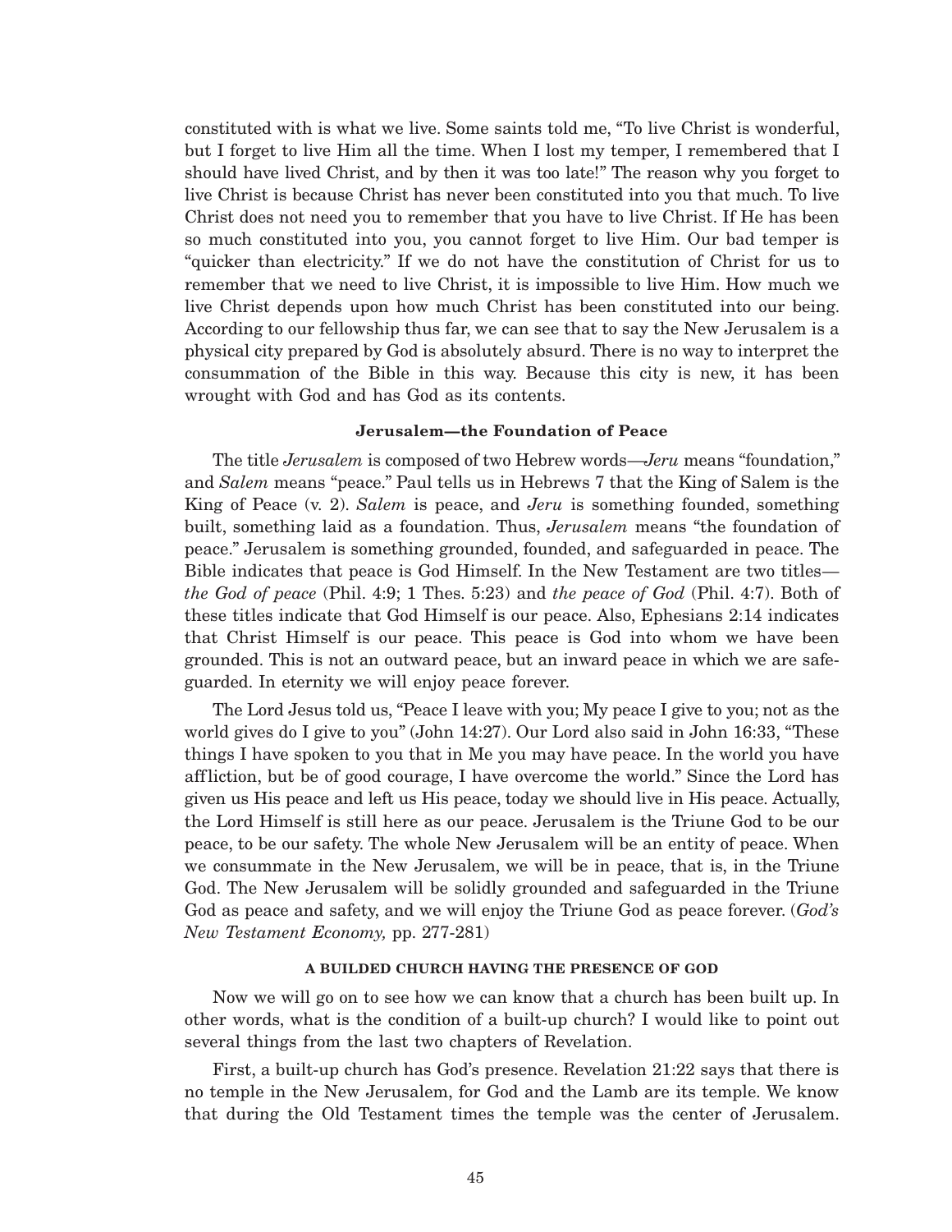constituted with is what we live. Some saints told me, "To live Christ is wonderful, but I forget to live Him all the time. When I lost my temper, I remembered that I should have lived Christ, and by then it was too late!" The reason why you forget to live Christ is because Christ has never been constituted into you that much. To live Christ does not need you to remember that you have to live Christ. If He has been so much constituted into you, you cannot forget to live Him. Our bad temper is "quicker than electricity." If we do not have the constitution of Christ for us to remember that we need to live Christ, it is impossible to live Him. How much we live Christ depends upon how much Christ has been constituted into our being. According to our fellowship thus far, we can see that to say the New Jerusalem is a physical city prepared by God is absolutely absurd. There is no way to interpret the consummation of the Bible in this way. Because this city is new, it has been wrought with God and has God as its contents.

### Jerusalem—the Foundation of Peace

The title *Jerusalem* is composed of two Hebrew words—*Jeru* means "foundation," and *Salem* means "peace." Paul tells us in Hebrews 7 that the King of Salem is the King of Peace (v. 2). *Salem* is peace, and *Jeru* is something founded, something built, something laid as a foundation. Thus, *Jerusalem* means "the foundation of peace." Jerusalem is something grounded, founded, and safeguarded in peace. The Bible indicates that peace is God Himself. In the New Testament are two titles—*the God of peace* (Phil. 4:9; 1 Thes. 5:23) and *the peace of God* (Phil. 4:7). Both of these titles indicate that God Himself is our peace. Also, Ephesians 2:14 indicates that Christ Himself is our peace. This peace is God into whom we have been grounded. This is not an outward peace, but an inward peace in which we are safeguarded. In eternity we will enjoy peace forever.

The Lord Jesus told us, "Peace I leave with you; My peace I give to you; not as the world gives do I give to you" (John 14:27). Our Lord also said in John 16:33, "These things I have spoken to you that in Me you may have peace. In the world you have affliction, but be of good courage, I have overcome the world." Since the Lord has given us His peace and left us His peace, today we should live in His peace. Actually, the Lord Himself is still here as our peace. Jerusalem is the Triune God to be our peace, to be our safety. The whole New Jerusalem will be an entity of peace. When we consummate in the New Jerusalem, we will be in peace, that is, in the Triune God. The New Jerusalem will be solidly grounded and safeguarded in the Triune God as peace and safety, and we will enjoy the Triune God as peace forever. (*God's New Testament Economy,* pp. 277-281)

## A BUILDED CHURCH HAVING THE PRESENCE OF GOD

Now we will go on to see how we can know that a church has been built up. In other words, what is the condition of a built-up church? I would like to point out several things from the last two chapters of Revelation.

First, a built-up church has God's presence. Revelation 21:22 says that there is no temple in the New Jerusalem, for God and the Lamb are its temple. We know that during the Old Testament times the temple was the center of Jerusalem.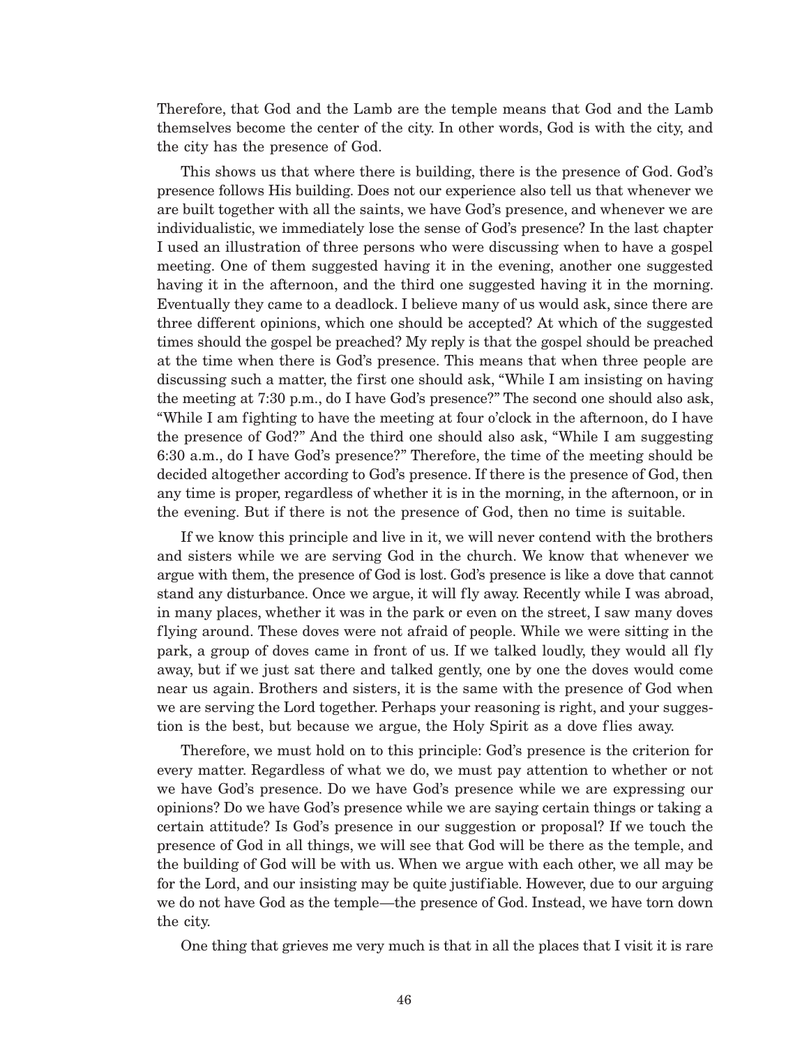Therefore, that God and the Lamb are the temple means that God and the Lamb themselves become the center of the city. In other words, God is with the city, and the city has the presence of God.

This shows us that where there is building, there is the presence of God. God's presence follows His building. Does not our experience also tell us that whenever we are built together with all the saints, we have God's presence, and whenever we are individualistic, we immediately lose the sense of God's presence? In the last chapter I used an illustration of three persons who were discussing when to have a gospel meeting. One of them suggested having it in the evening, another one suggested having it in the afternoon, and the third one suggested having it in the morning. Eventually they came to a deadlock. I believe many of us would ask, since there are three different opinions, which one should be accepted? At which of the suggested times should the gospel be preached? My reply is that the gospel should be preached at the time when there is God's presence. This means that when three people are discussing such a matter, the first one should ask, "While I am insisting on having the meeting at 7:30 p.m., do I have God's presence?" The second one should also ask, "While I am fighting to have the meeting at four o'clock in the afternoon, do I have the presence of God?" And the third one should also ask, "While I am suggesting 6:30 a.m., do I have God's presence?" Therefore, the time of the meeting should be decided altogether according to God's presence. If there is the presence of God, then any time is proper, regardless of whether it is in the morning, in the afternoon, or in the evening. But if there is not the presence of God, then no time is suitable.

If we know this principle and live in it, we will never contend with the brothers and sisters while we are serving God in the church. We know that whenever we argue with them, the presence of God is lost. God's presence is like a dove that cannot stand any disturbance. Once we argue, it will fly away. Recently while I was abroad, in many places, whether it was in the park or even on the street, I saw many doves flying around. These doves were not afraid of people. While we were sitting in the park, a group of doves came in front of us. If we talked loudly, they would all fly away, but if we just sat there and talked gently, one by one the doves would come near us again. Brothers and sisters, it is the same with the presence of God when we are serving the Lord together. Perhaps your reasoning is right, and your suggestion is the best, but because we argue, the Holy Spirit as a dove flies away.

Therefore, we must hold on to this principle: God's presence is the criterion for every matter. Regardless of what we do, we must pay attention to whether or not we have God's presence. Do we have God's presence while we are expressing our opinions? Do we have God's presence while we are saying certain things or taking a certain attitude? Is God's presence in our suggestion or proposal? If we touch the presence of God in all things, we will see that God will be there as the temple, and the building of God will be with us. When we argue with each other, we all may be for the Lord, and our insisting may be quite justifiable. However, due to our arguing we do not have God as the temple—the presence of God. Instead, we have torn down the city.

One thing that grieves me very much is that in all the places that I visit it is rare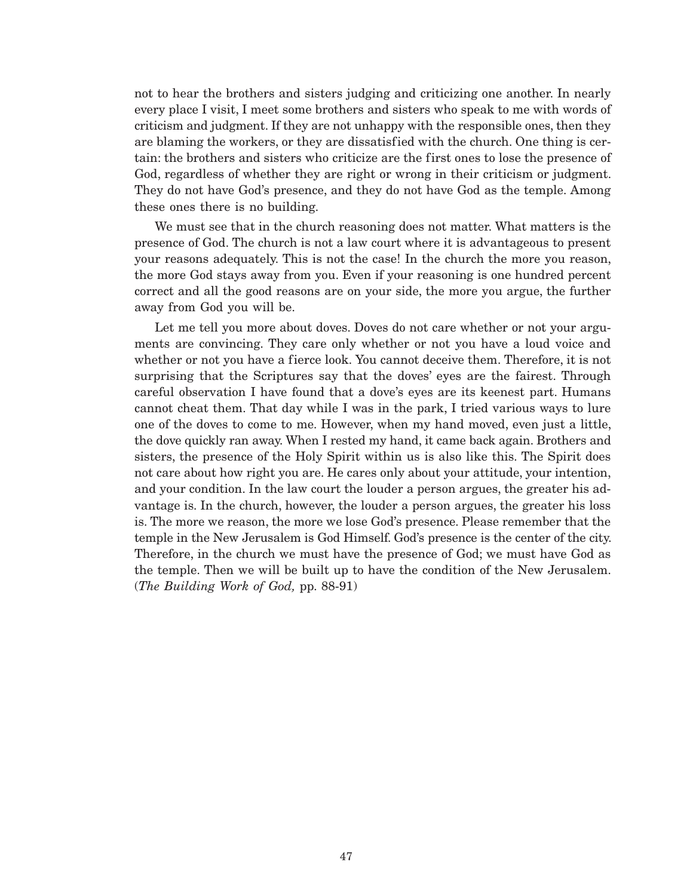not to hear the brothers and sisters judging and criticizing one another. In nearly every place I visit, I meet some brothers and sisters who speak to me with words of criticism and judgment. If they are not unhappy with the responsible ones, then they are blaming the workers, or they are dissatisfied with the church. One thing is certain: the brothers and sisters who criticize are the first ones to lose the presence of God, regardless of whether they are right or wrong in their criticism or judgment. They do not have God's presence, and they do not have God as the temple. Among these ones there is no building.

We must see that in the church reasoning does not matter. What matters is the presence of God. The church is not a law court where it is advantageous to present your reasons adequately. This is not the case! In the church the more you reason, the more God stays away from you. Even if your reasoning is one hundred percent correct and all the good reasons are on your side, the more you argue, the further away from God you will be.

Let me tell you more about doves. Doves do not care whether or not your arguments are convincing. They care only whether or not you have a loud voice and whether or not you have a fierce look. You cannot deceive them. Therefore, it is not surprising that the Scriptures say that the doves' eyes are the fairest. Through careful observation I have found that a dove's eyes are its keenest part. Humans cannot cheat them. That day while I was in the park, I tried various ways to lure one of the doves to come to me. However, when my hand moved, even just a little, the dove quickly ran away. When I rested my hand, it came back again. Brothers and sisters, the presence of the Holy Spirit within us is also like this. The Spirit does not care about how right you are. He cares only about your attitude, your intention, and your condition. In the law court the louder a person argues, the greater his advantage is. In the church, however, the louder a person argues, the greater his loss is. The more we reason, the more we lose God's presence. Please remember that the temple in the New Jerusalem is God Himself. God's presence is the center of the city. Therefore, in the church we must have the presence of God; we must have God as the temple. Then we will be built up to have the condition of the New Jerusalem. (*The Building Work of God,* pp. 88-91)